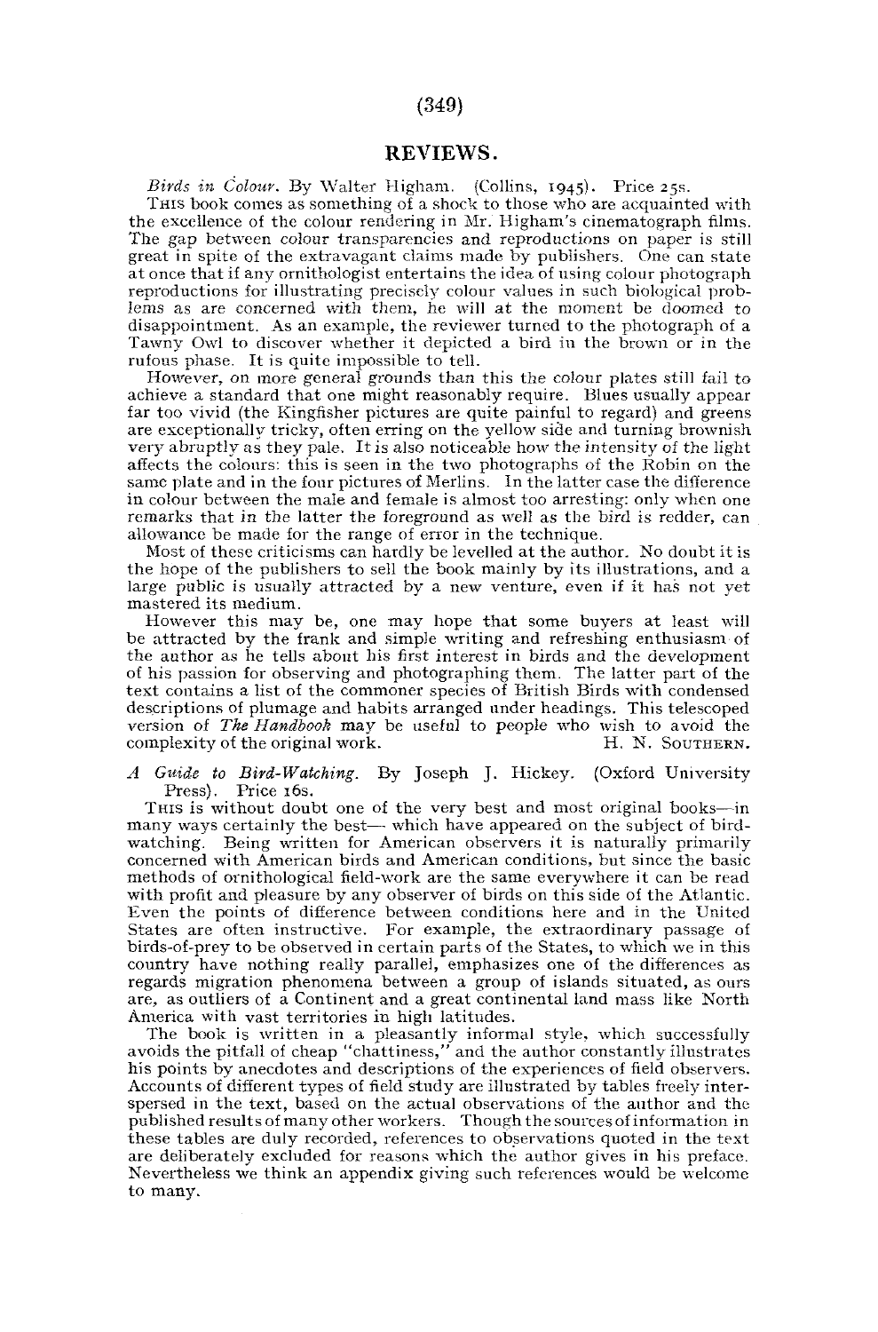# REVIEWS.

*Birds in Colour.* By Walter Higham. (Collins, 1945). Price 25s.

THIS book comes as something of a shock to those who are acquainted with the excellence of the colour rendering in Mr. Higham's cinematograph films. The gap between colour transparencies and reproductions on paper is still great in spite of the extravagant claims made by publishers. One can state at once that if any ornithologist entertains the idea of using colour photograph reproductions for illustrating precisely colour values in such biological problems as are concerned with them, he will at the moment be doomed to disappointment. As an example, the reviewer turned to the photograph of a Tawny Owl to discover whether it depicted a bird in the brown or in the rufous phase. It is quite impossible to tell.

However, on more general grounds than this the colour plates still fail to achieve a standard that one might reasonably require. Blues usually appear far too vivid (the Kingfisher pictures are quite painful to regard) and greens are exceptionally tricky, often erring on the yellow side and turning brownish very abruptly as they pale. It is also noticeable how the intensity of the light affects the colours: this is seen in the two photographs of the Robin on the same plate and in the four pictures of Merlins. In the latter case the difference in colour between the male and female is almost too arresting: only when one remarks that in the latter the foreground as well as the bird is redder, can allowance be made for the range of error in the technique.

Most of these criticisms can hardly be levelled at the author. No doubt it is the hope of the publishers to sell the book mainly by its illustrations, and a large public is usually attracted by a new venture, even if it has not yet mastered its medium.

However this may be, one may hope that some buyers at least will be attracted by the frank and simple writing and refreshing enthusiasm of the author as he tells about his first interest in birds and the development of his passion for observing and photographing them. The latter part of the text contains a list of the commoner species of British Birds with condensed descriptions of plumage and habits arranged under headings. This telescoped version of *The Handbook* may be useful to people who wish to avoid the complexity of the original work.

H. N. SOUTHERN.

*A Guide to Bird-Watching.* By Joseph J. Hickey. (Oxford University Press). Price 16s.

THIS is without doubt one of the very best and most original books—in many ways certainly the best— which have appeared on the subject of bird-watching. Being written for American observers it is naturally primarily concerned with American birds and American conditions, but since the basic methods of ornithological field-work are the same everywhere it can be read with profit and pleasure by any observer of birds on this side of the Atlantic. Even the points of difference between conditions here and in the United States are often instructive. For example, the extraordinary passage of birds-of-prey to be observed in certain parts of the States, to which we in this country have nothing really parallel, emphasizes one of the differences as regards migration phenomena between a group of islands situated, as ours are, as outliers of a Continent and a great continental land mass like North America with vast territories in high latitudes.

The book is written in a pleasantly informal style, which successfully avoids the pitfall of cheap "chattiness," and the author constantly illustrates his points by anecdotes and descriptions of the experiences of field observers. Accounts of different types of field study are illustrated by tables freely interspersed in the text, based on the actual observations of the author and the published results of many other workers. Though the sources of information in these tables are duly recorded, references to observations quoted in the text are deliberately excluded for reasons which the author gives in his preface. Nevertheless we think an appendix giving such references would be welcome to many.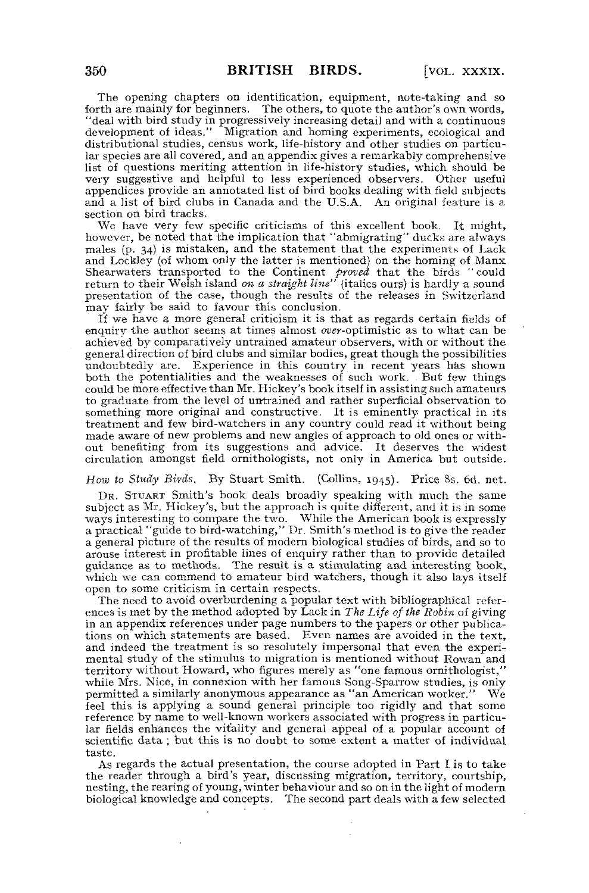The opening chapters on identification, equipment, note-taking and so forth are mainly for beginners. The others, to quote the author's own words, "deal with bird study in progressively increasing detail and with a continuous development of ideas." Migration and homing experiments, ecological and distributional studies, census work, life-history and other studies on particular species are all covered, and an appendix gives a remarkably comprehensive list of questions meriting attention in life-history studies, which should be very suggestive and helpful to less experienced observers. Other useful appendices provide an annotated list of bird books dealing with field subjects and a list of bird clubs in Canada and the U.S.A. An original feature is a section on bird tracks.

We have very few specific criticisms of this excellent book. It might, however, be noted that the implication that "abmigrating" ducks are always males (p. 34) is mistaken, and the statement that the experiments of Lack and Lockley (of whom only the latter is mentioned) on the homing of Manx Shearwaters transported to the Continent *proved* that the birds "could return to their Welsh island *on a straight line*" (italics ours) is hardly a sound presentation of the case, though the results of the releases in Switzerland may fairly be said to favour this conclusion.

If we have a more general criticism it is that as regards certain fields of enquiry the author seems at times almost *over*-optimistic as to what can be achieved by comparatively untrained amateur observers, with or without the general direction of bird clubs and similar bodies, great though the possibilities undoubtedly are. Experience in this country in recent years has shown both the potentialities and the weaknesses of such work. But few things could be more effective than Mr. Hickey's book itself in assisting such amateurs to graduate from the level of untrained and rather superficial observation to something more original and constructive. It is eminently practical in its treatment and few bird-watchers in any country could read it without being made aware of new problems and new angles of approach to old ones or without benefiting from its suggestions and advice. It deserves the widest circulation amongst field ornithologists, not only in America but outside.

*How to Study Birds.* By Stuart Smith. (Collins, 1945). Price 8s. 6d. net.

DR. STUART Smith's book deals broadly speaking with much the same subject as Mr. Hickey's, but the approach is quite different, and it is in some ways interesting to compare the two. While the American book is expressly a practical "guide to bird-watching," Dr. Smith's method is to give the reader a general picture of the results of modern biological studies of birds, and so to arouse interest in profitable lines of enquiry rather than to provide detailed guidance as to methods. The result is a stimulating and interesting book, which we can commend to amateur bird watchers, though it also lays itself open to some criticism in certain respects.

The need to avoid overburdening a popular text with bibliographical references is met by the method adopted by Lack in *The Life of the Robin* of giving in an appendix references under page numbers to the papers or other publications on which statements are based. Even names are avoided in the text, and indeed the treatment is so resolutely impersonal that even the experimental study of the stimulus to migration is mentioned without Rowan and territory without Howard, who figures merely as "one famous ornithologist," while Mrs. Nice, in connexion with her famous Song-Sparrow studies, is only permitted a similarly anonymous appearance as "an American worker." We feel this is applying a sound general principle too rigidly and that some reference by name to well-known workers associated with progress in particular fields enhances the vitality and general appeal of a popular account of scientific data; but this is no doubt to some extent a matter of individual taste.

As regards the actual presentation, the course adopted in Part I is to take the reader through a bird's year, discussing migration, territory, courtship, nesting, the rearing of young, winter behaviour and so on in the light of modern biological knowledge and concepts. The second part deals with a few selected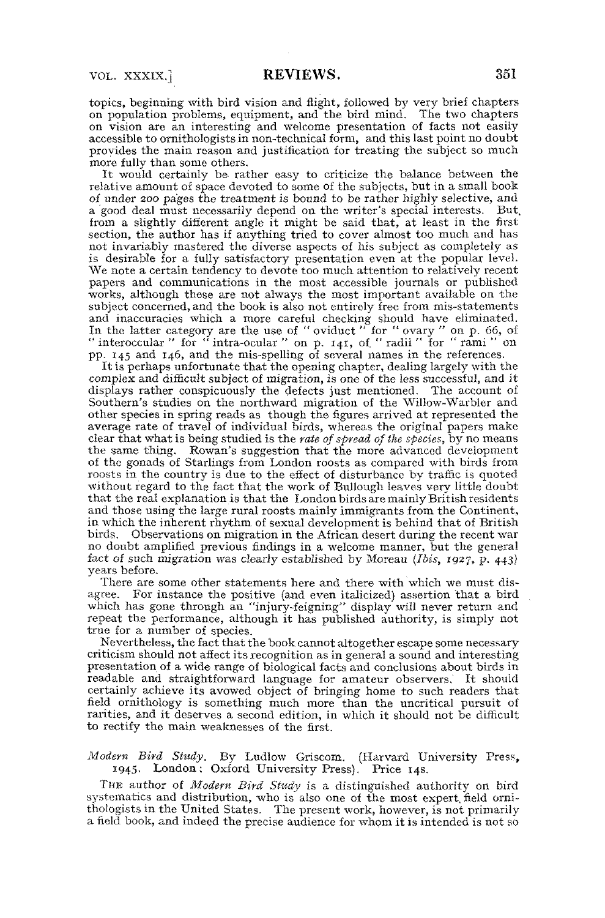topics, beginning with bird vision and flight, followed by very brief chapters on population problems, equipment, and the bird mind. The two chapters on vision are an interesting and welcome presentation of facts not easily accessible to ornithologists in non-technical form, and this last point no doubt provides the main reason and justification for treating the subject so much more fully than some others.

It would certainly be rather easy to criticize the balance between the relative amount of space devoted to some of the subjects, but in a small book of under 200 pages the treatment is bound to be rather highly selective, and a good deal must necessarily depend on the writer's special interests. But, from a slightly different angle it might be said that, at least in the first section, the author has if anything tried to cover almost too much and has not invariably mastered the diverse aspects of his subject as completely as is desirable for a fully satisfactory presentation even at the popular level. We note a certain tendency to devote too much attention to relatively recent papers and communications in the most accessible journals or published works, although these are not always the most important available on the subject concerned, and the book is also not entirely free from mis-statements and inaccuracies which a more careful checking should have eliminated. In the latter category are the use of "oviduct" for "ovary" on p. 66, of "interoccular" for "intra-ocular" on p. 141, of "radii" for "rami" on pp. 145 and 146, and the mis-spelling of several names in the references.

It is perhaps unfortunate that the opening chapter, dealing largely with the complex and difficult subject of migration, is one of the less successful, and it displays rather conspicuously the defects just mentioned. The account of Southern's studies on the northward migration of the Willow-Warbler and other species in spring reads as though the figures arrived at represented the average rate of travel of individual birds, whereas the original papers make clear that what is being studied is the *rate of spread of the species*, by no means the same thing. Rowan's suggestion that the more advanced development of the gonads of Starlings from London roosts as compared with birds from roosts in the country is due to the effect of disturbance by traffic is quoted without regard to the fact that the work of Bullough leaves very little doubt that the real explanation is that the London birds are mainly British residents and those using the large rural roosts mainly immigrants from the Continent, in which the inherent rhythm of sexual development is behind that of British birds. Observations on migration in the African desert during the recent war no doubt amplified previous findings in a welcome manner, but the general fact of such migration was clearly established by Moreau (*Ibis*, 1927, p. 443) years before.

There are some other statements here and there with which we must disagree. For instance the positive (and even italicized) assertion that a bird which has gone through an "injury-feigning" display will never return and repeat the performance, although it has published authority, is simply not true for a number of species.

Nevertheless, the fact that the book cannot altogether escape some necessary criticism should not affect its recognition as in general a sound and interesting presentation of a wide range of biological facts and conclusions about birds in readable and straightforward language for amateur observers. It should certainly achieve its avowed object of bringing home to such readers that field ornithology is something much more than the uncritical pursuit of rarities, and it deserves a second edition, in which it should not be difficult to rectify the main weaknesses of the first.

*Modern Bird Study.* By Ludlow Griscom. (Harvard University Press, 1945. London: Oxford University Press). Price 14s.

THE author of *Modern Bird Study* is a distinguished authority on bird systematics and distribution, who is also one of the most expert field ornithologists in the United States. The present work, however, is not primarily a field book, and indeed the precise audience for whom it is intended is not so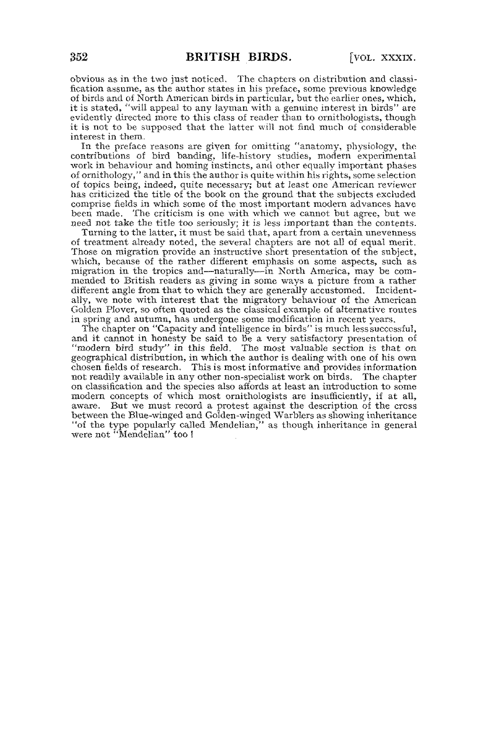obvious as in the two just noticed. The chapters on distribution and classification assume, as the author states in his preface, some previous knowledge of birds and of North American birds in particular, but the earlier ones, which, it is stated, "will appeal to any layman with a genuine interest in birds" are evidently directed more to this class of reader than to ornithologists, though it is not to be supposed that the latter will not find much of considerable interest in them.

In the preface reasons are given for omitting "anatomy, physiology, the contributions of bird banding, life-history studies, modern experimental work in behaviour and homing instincts, and other equally important phases of ornithology," and in this the author is quite within his rights, some selection of topics being, indeed, quite necessary; but at least one American reviewer has criticized the title of the book on the ground that the subjects excluded comprise fields in which some of the most important modern advances have been made. The criticism is one with which we cannot but agree, but we need not take the title too seriously; it is less important than the contents.

Turning to the latter, it must be said that, apart from a certain unevenness of treatment already noted, the several chapters are not all of equal merit. Those on migration provide an instructive short presentation of the subject, which, because of the rather different emphasis on some aspects, such as migration in the tropics and—naturally—in North America, may be commended to British readers as giving in some ways a picture from a rather different angle from that to which they are generally accustomed. Incidentally, we note with interest that the migratory behaviour of the American Golden Plover, so often quoted as the classical example of alternative routes in spring and autumn, has undergone some modification in recent years.

The chapter on "Capacity and intelligence in birds" is much less successful, and it cannot in honesty be said to be a very satisfactory presentation of "modern bird study" in this field. The most valuable section is that on geographical distribution, in which the author is dealing with one of his own chosen fields of research. This is most informative and provides information not readily available in any other non-specialist work on birds. The chapter on classification and the species also affords at least an introduction to some modern concepts of which most ornithologists are insufficiently, if at all, aware. But we must record a protest against the description of the cross between the Blue-winged and Golden-winged Warblers as showing inheritance "of the type popularly called Mendelian," as though inheritance in general were not "Mendelian" too!